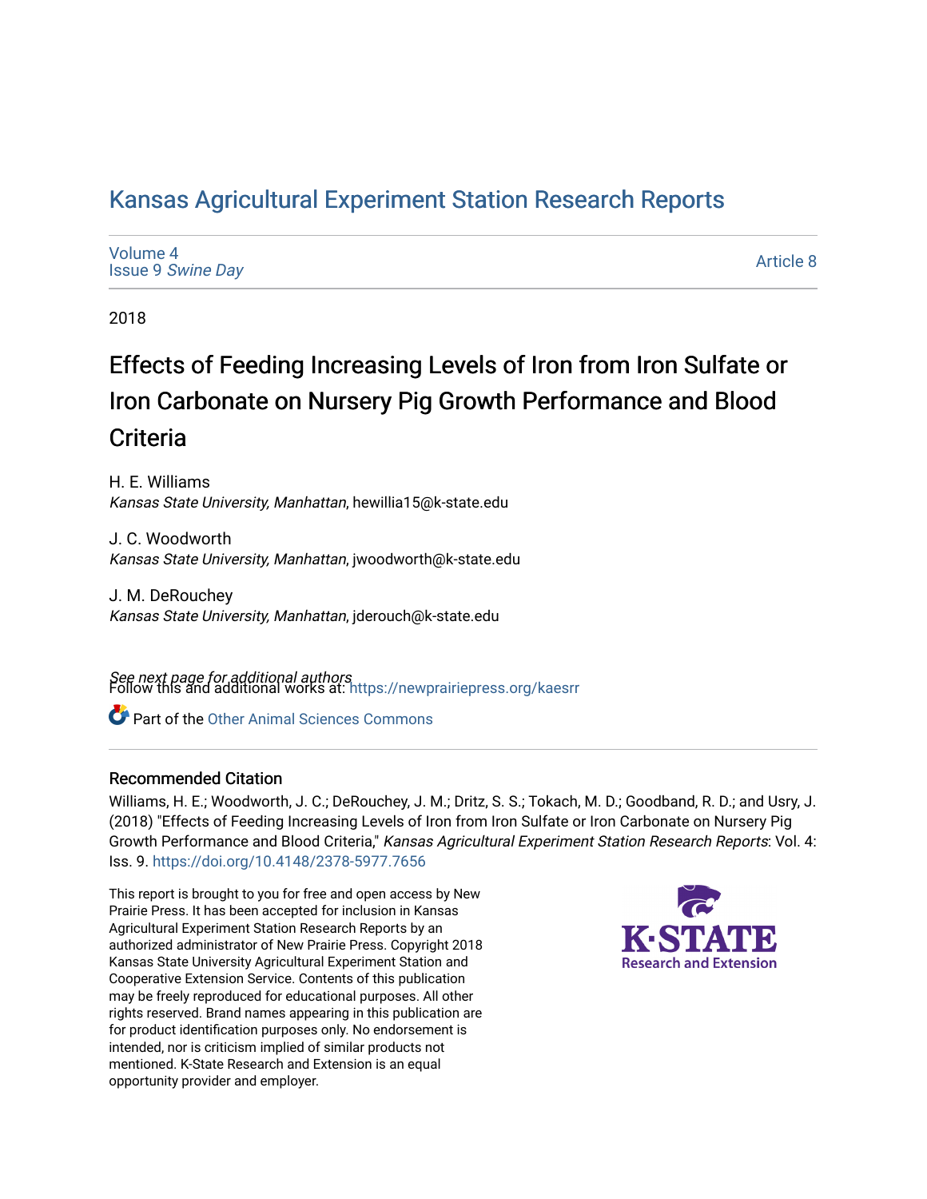# Kansas Agricultural Experiment Station Research Reports

Volume 4
Issue 9 *Swine Day*

Article 8

2018

## Effects of Feeding Increasing Levels of Iron from Iron Sulfate or Iron Carbonate on Nursery Pig Growth Performance and Blood Criteria

H. E. Williams
*Kansas State University, Manhattan*, hewillia15@k-state.edu

J. C. Woodworth
*Kansas State University, Manhattan*, jwoodworth@k-state.edu

J. M. DeRouchey
*Kansas State University, Manhattan*, jderouch@k-state.edu

*See next page for additional authors*

Follow this and additional works at: https://newprairiepress.org/kaesrr

Part of the Other Animal Sciences Commons

### Recommended Citation

Williams, H. E.; Woodworth, J. C.; DeRouchey, J. M.; Dritz, S. S.; Tokach, M. D.; Goodband, R. D.; and Usry, J. (2018) "Effects of Feeding Increasing Levels of Iron from Iron Sulfate or Iron Carbonate on Nursery Pig Growth Performance and Blood Criteria," *Kansas Agricultural Experiment Station Research Reports*: Vol. 4: Iss. 9. https://doi.org/10.4148/2378-5977.7656

This report is brought to you for free and open access by New Prairie Press. It has been accepted for inclusion in Kansas Agricultural Experiment Station Research Reports by an authorized administrator of New Prairie Press. Copyright 2018 Kansas State University Agricultural Experiment Station and Cooperative Extension Service. Contents of this publication may be freely reproduced for educational purposes. All other rights reserved. Brand names appearing in this publication are for product identification purposes only. No endorsement is intended, nor is criticism implied of similar products not mentioned. K-State Research and Extension is an equal opportunity provider and employer.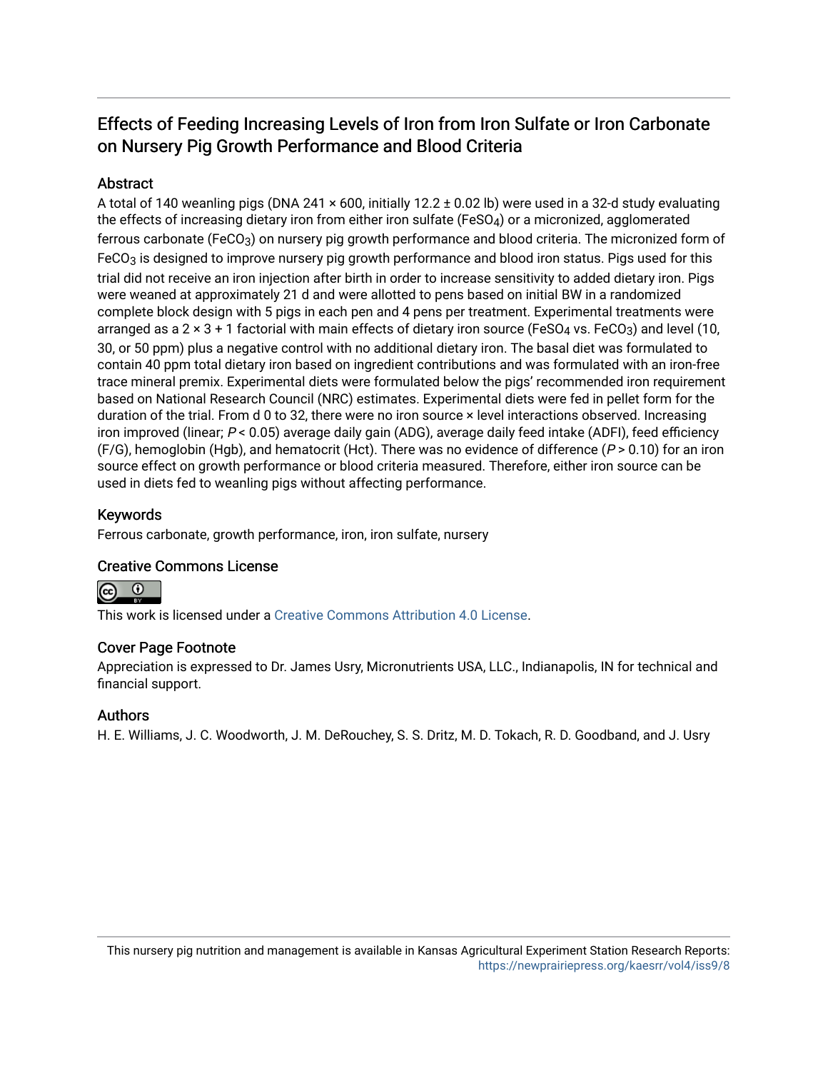# Effects of Feeding Increasing Levels of Iron from Iron Sulfate or Iron Carbonate on Nursery Pig Growth Performance and Blood Criteria

## Abstract

A total of 140 weanling pigs (DNA 241 × 600, initially 12.2 ± 0.02 lb) were used in a 32-d study evaluating the effects of increasing dietary iron from either iron sulfate ($FeSO_4$) or a micronized, agglomerated ferrous carbonate ($FeCO_3$) on nursery pig growth performance and blood criteria. The micronized form of $FeCO_3$ is designed to improve nursery pig growth performance and blood iron status. Pigs used for this trial did not receive an iron injection after birth in order to increase sensitivity to added dietary iron. Pigs were weaned at approximately 21 d and were allotted to pens based on initial BW in a randomized complete block design with 5 pigs in each pen and 4 pens per treatment. Experimental treatments were arranged as a 2 × 3 + 1 factorial with main effects of dietary iron source ($FeSO_4$ vs. $FeCO_3$) and level (10, 30, or 50 ppm) plus a negative control with no additional dietary iron. The basal diet was formulated to contain 40 ppm total dietary iron based on ingredient contributions and was formulated with an iron-free trace mineral premix. Experimental diets were formulated below the pigs' recommended iron requirement based on National Research Council (NRC) estimates. Experimental diets were fed in pellet form for the duration of the trial. From d 0 to 32, there were no iron source × level interactions observed. Increasing iron improved (linear; $P < 0.05$) average daily gain (ADG), average daily feed intake (ADFI), feed efficiency (F/G), hemoglobin (Hgb), and hematocrit (Hct). There was no evidence of difference ($P > 0.10$) for an iron source effect on growth performance or blood criteria measured. Therefore, either iron source can be used in diets fed to weanling pigs without affecting performance.

## Keywords

Ferrous carbonate, growth performance, iron, iron sulfate, nursery

## Creative Commons License

This work is licensed under a Creative Commons Attribution 4.0 License.

## Cover Page Footnote

Appreciation is expressed to Dr. James Usry, Micronutrients USA, LLC., Indianapolis, IN for technical and financial support.

## Authors

H. E. Williams, J. C. Woodworth, J. M. DeRouchey, S. S. Dritz, M. D. Tokach, R. D. Goodband, and J. Usry

This nursery pig nutrition and management is available in Kansas Agricultural Experiment Station Research Reports: https://newprairiepress.org/kaesrr/vol4/iss9/8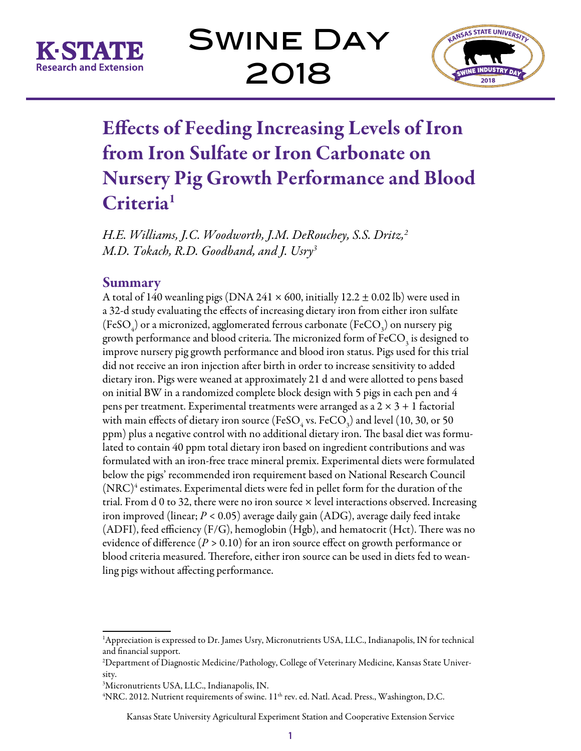# Effects of Feeding Increasing Levels of Iron from Iron Sulfate or Iron Carbonate on Nursery Pig Growth Performance and Blood Criteria[1]

*H.E. Williams, J.C. Woodworth, J.M. DeRouchey, S.S. Dritz,[2] M.D. Tokach, R.D. Goodband, and J. Usry[3]*

## Summary

A total of 140 weanling pigs (DNA 241 × 600, initially 12.2 ± 0.02 lb) were used in a 32-d study evaluating the effects of increasing dietary iron from either iron sulfate ($FeSO_4$) or a micronized, agglomerated ferrous carbonate ($FeCO_3$) on nursery pig growth performance and blood criteria. The micronized form of $FeCO_3$ is designed to improve nursery pig growth performance and blood iron status. Pigs used for this trial did not receive an iron injection after birth in order to increase sensitivity to added dietary iron. Pigs were weaned at approximately 21 d and were allotted to pens based on initial BW in a randomized complete block design with 5 pigs in each pen and 4 pens per treatment. Experimental treatments were arranged as a 2 × 3 + 1 factorial with main effects of dietary iron source ($FeSO_4$ vs. $FeCO_3$) and level (10, 30, or 50 ppm) plus a negative control with no additional dietary iron. The basal diet was formulated to contain 40 ppm total dietary iron based on ingredient contributions and was formulated with an iron-free trace mineral premix. Experimental diets were formulated below the pigs' recommended iron requirement based on National Research Council (NRC)[4] estimates. Experimental diets were fed in pellet form for the duration of the trial. From d 0 to 32, there were no iron source × level interactions observed. Increasing iron improved (linear; $P < 0.05$) average daily gain (ADG), average daily feed intake (ADFI), feed efficiency (F/G), hemoglobin (Hgb), and hematocrit (Hct). There was no evidence of difference ($P > 0.10$) for an iron source effect on growth performance or blood criteria measured. Therefore, either iron source can be used in diets fed to weanling pigs without affecting performance.

---

[1]Appreciation is expressed to Dr. James Usry, Micronutrients USA, LLC., Indianapolis, IN for technical and financial support.

[2]Department of Diagnostic Medicine/Pathology, College of Veterinary Medicine, Kansas State University.

[3]Micronutrients USA, LLC., Indianapolis, IN.

[4]NRC. 2012. Nutrient requirements of swine. 11th rev. ed. Natl. Acad. Press., Washington, D.C.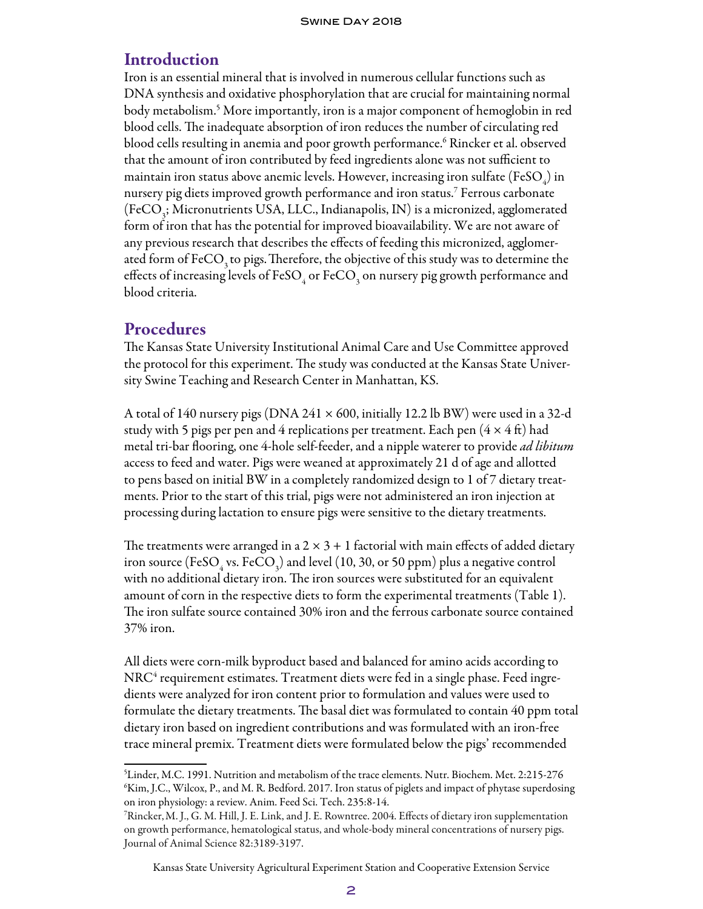## Introduction

Iron is an essential mineral that is involved in numerous cellular functions such as DNA synthesis and oxidative phosphorylation that are crucial for maintaining normal body metabolism.[5] More importantly, iron is a major component of hemoglobin in red blood cells. The inadequate absorption of iron reduces the number of circulating red blood cells resulting in anemia and poor growth performance.[6] Rincker et al. observed that the amount of iron contributed by feed ingredients alone was not sufficient to maintain iron status above anemic levels. However, increasing iron sulfate ($FeSO_4$) in nursery pig diets improved growth performance and iron status.[7] Ferrous carbonate ($FeCO_3$; Micronutrients USA, LLC., Indianapolis, IN) is a micronized, agglomerated form of iron that has the potential for improved bioavailability. We are not aware of any previous research that describes the effects of feeding this micronized, agglomerated form of $FeCO_3$ to pigs. Therefore, the objective of this study was to determine the effects of increasing levels of $FeSO_4$ or $FeCO_3$ on nursery pig growth performance and blood criteria.

## Procedures

The Kansas State University Institutional Animal Care and Use Committee approved the protocol for this experiment. The study was conducted at the Kansas State University Swine Teaching and Research Center in Manhattan, KS.

A total of 140 nursery pigs (DNA 241 × 600, initially 12.2 lb BW) were used in a 32-d study with 5 pigs per pen and 4 replications per treatment. Each pen (4 × 4 ft) had metal tri-bar flooring, one 4-hole self-feeder, and a nipple waterer to provide *ad libitum* access to feed and water. Pigs were weaned at approximately 21 d of age and allotted to pens based on initial BW in a completely randomized design to 1 of 7 dietary treatments. Prior to the start of this trial, pigs were not administered an iron injection at processing during lactation to ensure pigs were sensitive to the dietary treatments.

The treatments were arranged in a 2 × 3 + 1 factorial with main effects of added dietary iron source ($FeSO_4$ vs. $FeCO_3$) and level (10, 30, or 50 ppm) plus a negative control with no additional dietary iron. The iron sources were substituted for an equivalent amount of corn in the respective diets to form the experimental treatments (Table 1). The iron sulfate source contained 30% iron and the ferrous carbonate source contained 37% iron.

All diets were corn-milk byproduct based and balanced for amino acids according to NRC[4] requirement estimates. Treatment diets were fed in a single phase. Feed ingredients were analyzed for iron content prior to formulation and values were used to formulate the dietary treatments. The basal diet was formulated to contain 40 ppm total dietary iron based on ingredient contributions and was formulated with an iron-free trace mineral premix. Treatment diets were formulated below the pigs' recommended

---

[5] Linder, M.C. 1991. Nutrition and metabolism of the trace elements. Nutr. Biochem. Met. 2:215-276

[6] Kim, J.C., Wilcox, P., and M. R. Bedford. 2017. Iron status of piglets and impact of phytase superdosing on iron physiology: a review. Anim. Feed Sci. Tech. 235:8-14.

[7] Rincker, M. J., G. M. Hill, J. E. Link, and J. E. Rowntree. 2004. Effects of dietary iron supplementation on growth performance, hematological status, and whole-body mineral concentrations of nursery pigs. Journal of Animal Science 82:3189-3197.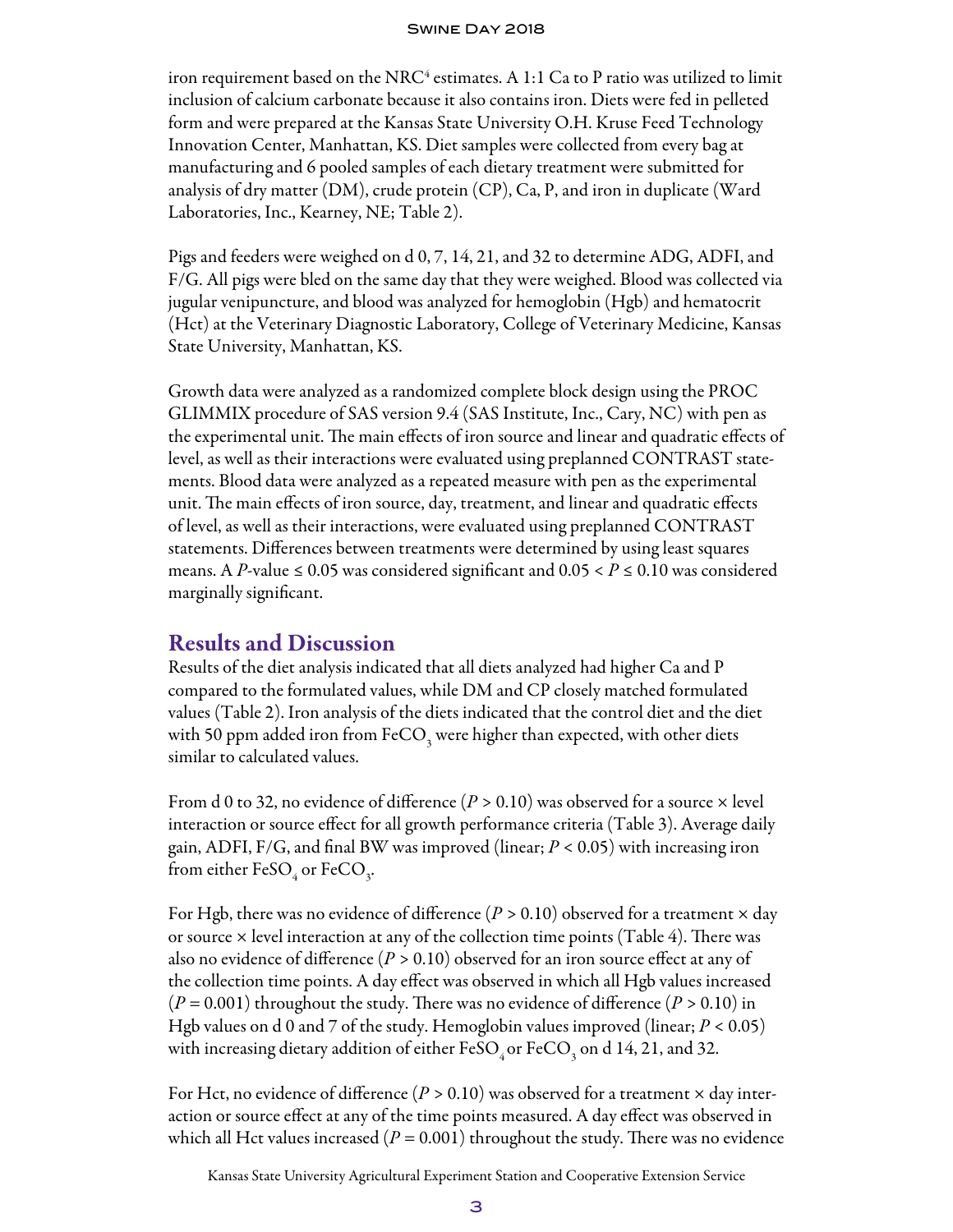iron requirement based on the NRC[4] estimates. A 1:1 Ca to P ratio was utilized to limit inclusion of calcium carbonate because it also contains iron. Diets were fed in pelleted form and were prepared at the Kansas State University O.H. Kruse Feed Technology Innovation Center, Manhattan, KS. Diet samples were collected from every bag at manufacturing and 6 pooled samples of each dietary treatment were submitted for analysis of dry matter (DM), crude protein (CP), Ca, P, and iron in duplicate (Ward Laboratories, Inc., Kearney, NE; Table 2).

Pigs and feeders were weighed on d 0, 7, 14, 21, and 32 to determine ADG, ADFI, and F/G. All pigs were bled on the same day that they were weighed. Blood was collected via jugular venipuncture, and blood was analyzed for hemoglobin (Hgb) and hematocrit (Hct) at the Veterinary Diagnostic Laboratory, College of Veterinary Medicine, Kansas State University, Manhattan, KS.

Growth data were analyzed as a randomized complete block design using the PROC GLIMMIX procedure of SAS version 9.4 (SAS Institute, Inc., Cary, NC) with pen as the experimental unit. The main effects of iron source and linear and quadratic effects of level, as well as their interactions were evaluated using preplanned CONTRAST statements. Blood data were analyzed as a repeated measure with pen as the experimental unit. The main effects of iron source, day, treatment, and linear and quadratic effects of level, as well as their interactions, were evaluated using preplanned CONTRAST statements. Differences between treatments were determined by using least squares means. A $P$-value $\leq 0.05$ was considered significant and $0.05 < P \leq 0.10$ was considered marginally significant.

## Results and Discussion

Results of the diet analysis indicated that all diets analyzed had higher Ca and P compared to the formulated values, while DM and CP closely matched formulated values (Table 2). Iron analysis of the diets indicated that the control diet and the diet with 50 ppm added iron from $FeCO_3$ were higher than expected, with other diets similar to calculated values.

From d 0 to 32, no evidence of difference ($P > 0.10$) was observed for a source × level interaction or source effect for all growth performance criteria (Table 3). Average daily gain, ADFI, F/G, and final BW was improved (linear; $P < 0.05$) with increasing iron from either $FeSO_4$ or $FeCO_3$.

For Hgb, there was no evidence of difference ($P > 0.10$) observed for a treatment × day or source × level interaction at any of the collection time points (Table 4). There was also no evidence of difference ($P > 0.10$) observed for an iron source effect at any of the collection time points. A day effect was observed in which all Hgb values increased ($P = 0.001$) throughout the study. There was no evidence of difference ($P > 0.10$) in Hgb values on d 0 and 7 of the study. Hemoglobin values improved (linear; $P < 0.05$) with increasing dietary addition of either $FeSO_4$ or $FeCO_3$ on d 14, 21, and 32.

For Hct, no evidence of difference ($P > 0.10$) was observed for a treatment × day interaction or source effect at any of the time points measured. A day effect was observed in which all Hct values increased ($P = 0.001$) throughout the study. There was no evidence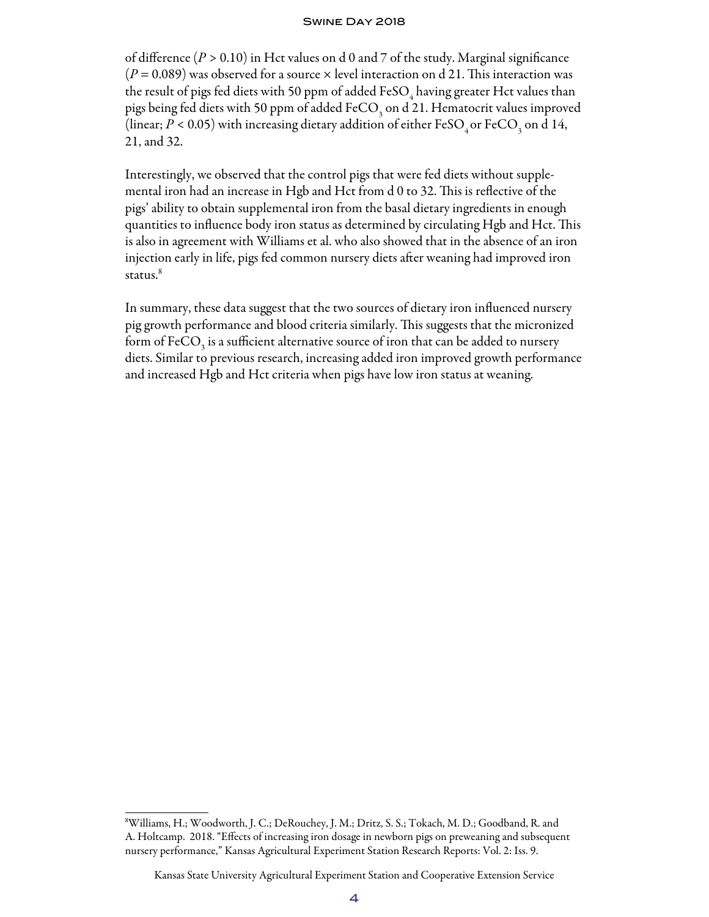of difference ($P > 0.10$) in Hct values on d 0 and 7 of the study. Marginal significance ($P = 0.089$) was observed for a source × level interaction on d 21. This interaction was the result of pigs fed diets with 50 ppm of added $FeSO_4$ having greater Hct values than pigs being fed diets with 50 ppm of added $FeCO_3$ on d 21. Hematocrit values improved (linear; $P < 0.05$) with increasing dietary addition of either $FeSO_4$ or $FeCO_3$ on d 14, 21, and 32.

Interestingly, we observed that the control pigs that were fed diets without supplemental iron had an increase in Hgb and Hct from d 0 to 32. This is reflective of the pigs' ability to obtain supplemental iron from the basal dietary ingredients in enough quantities to influence body iron status as determined by circulating Hgb and Hct. This is also in agreement with Williams et al. who also showed that in the absence of an iron injection early in life, pigs fed common nursery diets after weaning had improved iron status.[8]

In summary, these data suggest that the two sources of dietary iron influenced nursery pig growth performance and blood criteria similarly. This suggests that the micronized form of $FeCO_3$ is a sufficient alternative source of iron that can be added to nursery diets. Similar to previous research, increasing added iron improved growth performance and increased Hgb and Hct criteria when pigs have low iron status at weaning.

[8]Williams, H.; Woodworth, J. C.; DeRouchey, J. M.; Dritz, S. S.; Tokach, M. D.; Goodband, R. and A. Holtcamp. 2018. "Effects of increasing iron dosage in newborn pigs on preweaning and subsequent nursery performance," Kansas Agricultural Experiment Station Research Reports: Vol. 2: Iss. 9.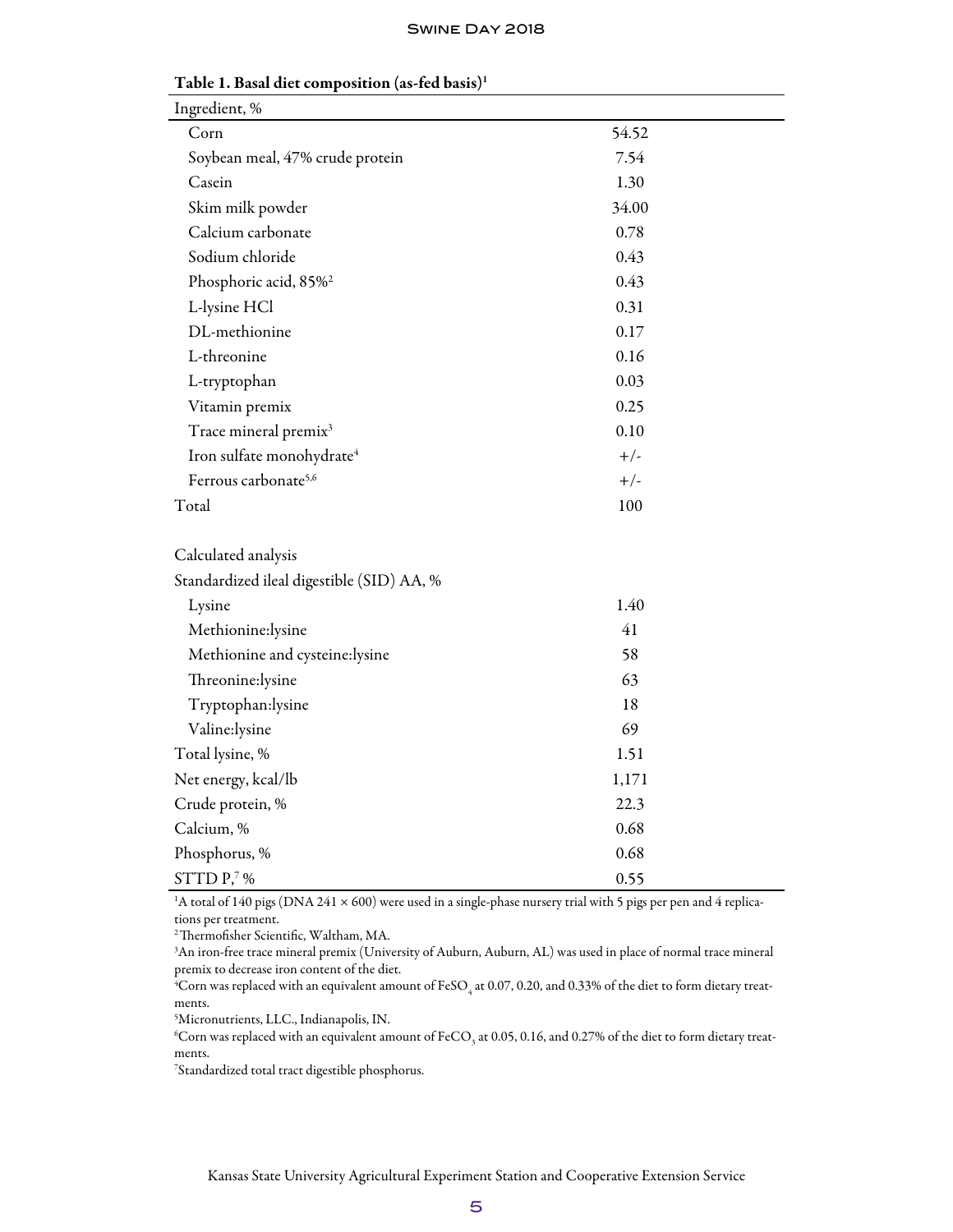**Table 1. Basal diet composition (as-fed basis)[1]**

| Ingredient, % | |
|---|---|
| Corn | 54.52 |
| Soybean meal, 47% crude protein | 7.54 |
| Casein | 1.30 |
| Skim milk powder | 34.00 |
| Calcium carbonate | 0.78 |
| Sodium chloride | 0.43 |
| Phosphoric acid, 85%[2] | 0.43 |
| L-lysine HCl | 0.31 |
| DL-methionine | 0.17 |
| L-threonine | 0.16 |
| L-tryptophan | 0.03 |
| Vitamin premix | 0.25 |
| Trace mineral premix[3] | 0.10 |
| Iron sulfate monohydrate[4] | +/- |
| Ferrous carbonate[5,6] | +/- |
| Total | 100 |
| | |
| Calculated analysis | |
| Standardized ileal digestible (SID) AA, % | |
| Lysine | 1.40 |
| Methionine:lysine | 41 |
| Methionine and cysteine:lysine | 58 |
| Threonine:lysine | 63 |
| Tryptophan:lysine | 18 |
| Valine:lysine | 69 |
| Total lysine, % | 1.51 |
| Net energy, kcal/lb | 1,171 |
| Crude protein, % | 22.3 |
| Calcium, % | 0.68 |
| Phosphorus, % | 0.68 |
| STTD P,[7] % | 0.55 |

[1]A total of 140 pigs (DNA 241 × 600) were used in a single-phase nursery trial with 5 pigs per pen and 4 replications per treatment.

[2]Thermofisher Scientific, Waltham, MA.

[3]An iron-free trace mineral premix (University of Auburn, Auburn, AL) was used in place of normal trace mineral premix to decrease iron content of the diet.

[4]Corn was replaced with an equivalent amount of $FeSO_4$ at 0.07, 0.20, and 0.33% of the diet to form dietary treatments.

[5]Micronutrients, LLC., Indianapolis, IN.

[6]Corn was replaced with an equivalent amount of $FeCO_3$ at 0.05, 0.16, and 0.27% of the diet to form dietary treatments.

[7]Standardized total tract digestible phosphorus.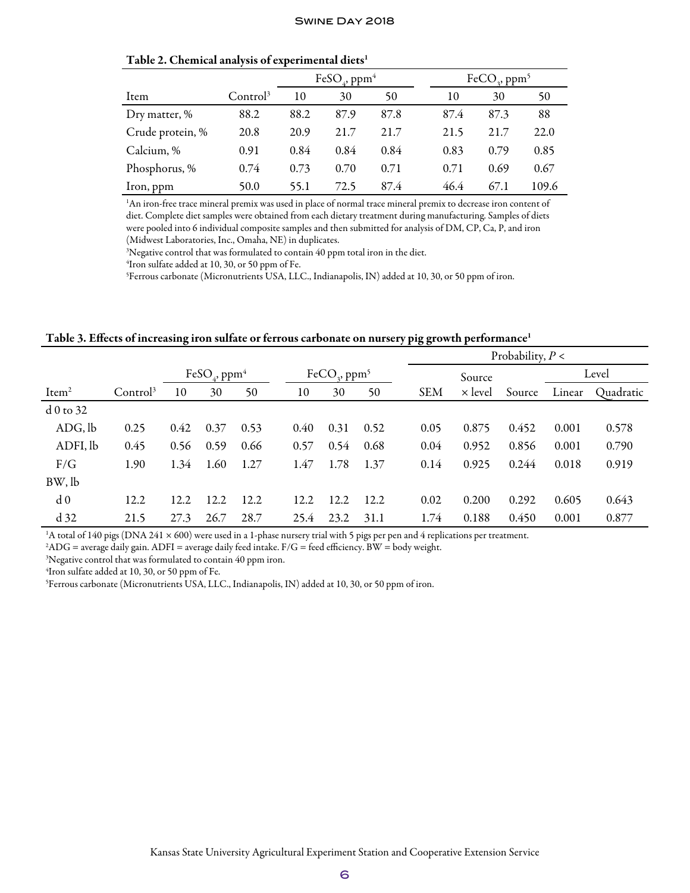**Table 2. Chemical analysis of experimental diets[1]**

| Item | Control[3] | $FeSO_4$, ppm[4] | | | $FeCO_3$, ppm[5] | | |
|---|---|---|---|---|---|---|---|
| | | 10 | 30 | 50 | 10 | 30 | 50 |
| Dry matter, % | 88.2 | 88.2 | 87.9 | 87.8 | 87.4 | 87.3 | 88 |
| Crude protein, % | 20.8 | 20.9 | 21.7 | 21.7 | 21.5 | 21.7 | 22.0 |
| Calcium, % | 0.91 | 0.84 | 0.84 | 0.84 | 0.83 | 0.79 | 0.85 |
| Phosphorus, % | 0.74 | 0.73 | 0.70 | 0.71 | 0.71 | 0.69 | 0.67 |
| Iron, ppm | 50.0 | 55.1 | 72.5 | 87.4 | 46.4 | 67.1 | 109.6 |

[1]An iron-free trace mineral premix was used in place of normal trace mineral premix to decrease iron content of diet. Complete diet samples were obtained from each dietary treatment during manufacturing. Samples of diets were pooled into 6 individual composite samples and then submitted for analysis of DM, CP, Ca, P, and iron (Midwest Laboratories, Inc., Omaha, NE) in duplicates.

[3]Negative control that was formulated to contain 40 ppm total iron in the diet.

[4]Iron sulfate added at 10, 30, or 50 ppm of Fe.

[5]Ferrous carbonate (Micronutrients USA, LLC., Indianapolis, IN) added at 10, 30, or 50 ppm of iron.

**Table 3. Effects of increasing iron sulfate or ferrous carbonate on nursery pig growth performance[1]**

| Item[2] | Control[3] | $FeSO_4$, ppm[4] | | | $FeCO_3$, ppm[5] | | | SEM | Probability, $P <$ | | | |
|---|---|---|---|---|---|---|---|---|---|---|---|---|
| | | | | | | | | | Source × level | Source | Level | |
| | | 10 | 30 | 50 | 10 | 30 | 50 | | | | Linear | Quadratic |
| d 0 to 32 | | | | | | | | | | | | |
| ADG, lb | 0.25 | 0.42 | 0.37 | 0.53 | 0.40 | 0.31 | 0.52 | 0.05 | 0.875 | 0.452 | 0.001 | 0.578 |
| ADFI, lb | 0.45 | 0.56 | 0.59 | 0.66 | 0.57 | 0.54 | 0.68 | 0.04 | 0.952 | 0.856 | 0.001 | 0.790 |
| F/G | 1.90 | 1.34 | 1.60 | 1.27 | 1.47 | 1.78 | 1.37 | 0.14 | 0.925 | 0.244 | 0.018 | 0.919 |
| BW, lb | | | | | | | | | | | | |
| d 0 | 12.2 | 12.2 | 12.2 | 12.2 | 12.2 | 12.2 | 12.2 | 0.02 | 0.200 | 0.292 | 0.605 | 0.643 |
| d 32 | 21.5 | 27.3 | 26.7 | 28.7 | 25.4 | 23.2 | 31.1 | 1.74 | 0.188 | 0.450 | 0.001 | 0.877 |

[1]A total of 140 pigs (DNA 241 × 600) were used in a 1-phase nursery trial with 5 pigs per pen and 4 replications per treatment.

[2]ADG = average daily gain. ADFI = average daily feed intake. F/G = feed efficiency. BW = body weight.

[3]Negative control that was formulated to contain 40 ppm iron.

[4]Iron sulfate added at 10, 30, or 50 ppm of Fe.

[5]Ferrous carbonate (Micronutrients USA, LLC., Indianapolis, IN) added at 10, 30, or 50 ppm of iron.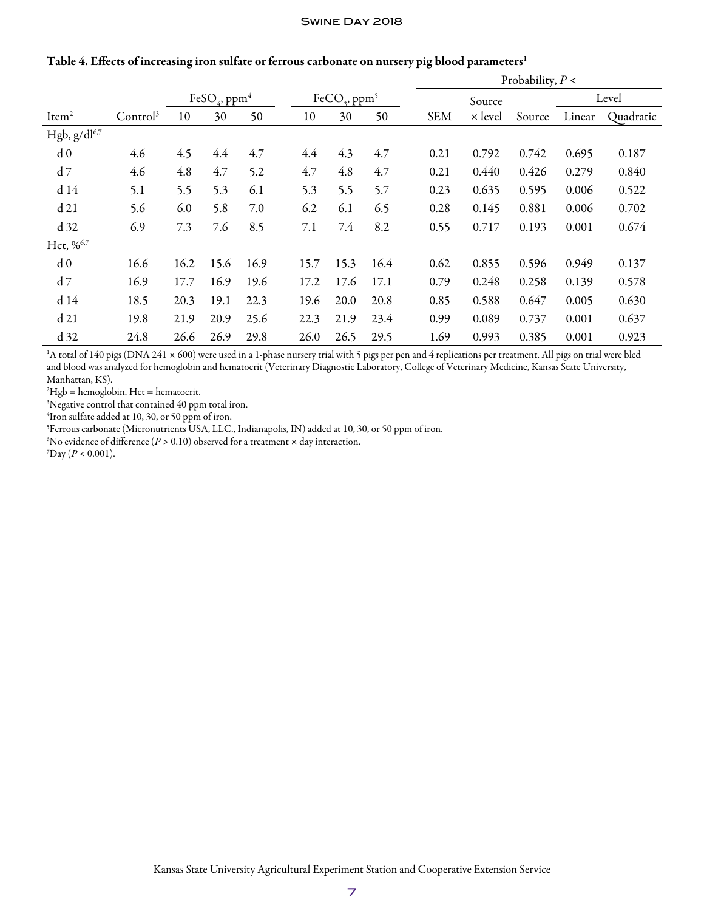**Table 4. Effects of increasing iron sulfate or ferrous carbonate on nursery pig blood parameters[1]**

| | | $FeSO_4$, ppm[4] | | | $FeCO_3$, ppm[5] | | | | Probability, $P <$ | | | |
|---|---|---|---|---|---|---|---|---|---|---|---|---|
| | | | | | | | | | Source | | Level | |
| Item[2] | Control[3] | 10 | 30 | 50 | 10 | 30 | 50 | SEM | × level | Source | Linear | Quadratic |
| Hgb, g/dl[6,7] | | | | | | | | | | | | |
| d 0 | 4.6 | 4.5 | 4.4 | 4.7 | 4.4 | 4.3 | 4.7 | 0.21 | 0.792 | 0.742 | 0.695 | 0.187 |
| d 7 | 4.6 | 4.8 | 4.7 | 5.2 | 4.7 | 4.8 | 4.7 | 0.21 | 0.440 | 0.426 | 0.279 | 0.840 |
| d 14 | 5.1 | 5.5 | 5.3 | 6.1 | 5.3 | 5.5 | 5.7 | 0.23 | 0.635 | 0.595 | 0.006 | 0.522 |
| d 21 | 5.6 | 6.0 | 5.8 | 7.0 | 6.2 | 6.1 | 6.5 | 0.28 | 0.145 | 0.881 | 0.006 | 0.702 |
| d 32 | 6.9 | 7.3 | 7.6 | 8.5 | 7.1 | 7.4 | 8.2 | 0.55 | 0.717 | 0.193 | 0.001 | 0.674 |
| Hct, %[6,7] | | | | | | | | | | | | |
| d 0 | 16.6 | 16.2 | 15.6 | 16.9 | 15.7 | 15.3 | 16.4 | 0.62 | 0.855 | 0.596 | 0.949 | 0.137 |
| d 7 | 16.9 | 17.7 | 16.9 | 19.6 | 17.2 | 17.6 | 17.1 | 0.79 | 0.248 | 0.258 | 0.139 | 0.578 |
| d 14 | 18.5 | 20.3 | 19.1 | 22.3 | 19.6 | 20.0 | 20.8 | 0.85 | 0.588 | 0.647 | 0.005 | 0.630 |
| d 21 | 19.8 | 21.9 | 20.9 | 25.6 | 22.3 | 21.9 | 23.4 | 0.99 | 0.089 | 0.737 | 0.001 | 0.637 |
| d 32 | 24.8 | 26.6 | 26.9 | 29.8 | 26.0 | 26.5 | 29.5 | 1.69 | 0.993 | 0.385 | 0.001 | 0.923 |

[1]A total of 140 pigs (DNA 241 × 600) were used in a 1-phase nursery trial with 5 pigs per pen and 4 replications per treatment. All pigs on trial were bled and blood was analyzed for hemoglobin and hematocrit (Veterinary Diagnostic Laboratory, College of Veterinary Medicine, Kansas State University, Manhattan, KS).

[2]Hgb = hemoglobin. Hct = hematocrit.

[3]Negative control that contained 40 ppm total iron.

[4]Iron sulfate added at 10, 30, or 50 ppm of iron.

[5]Ferrous carbonate (Micronutrients USA, LLC., Indianapolis, IN) added at 10, 30, or 50 ppm of iron.

[6]No evidence of difference ($P > 0.10$) observed for a treatment × day interaction.

[7]Day ($P < 0.001$).